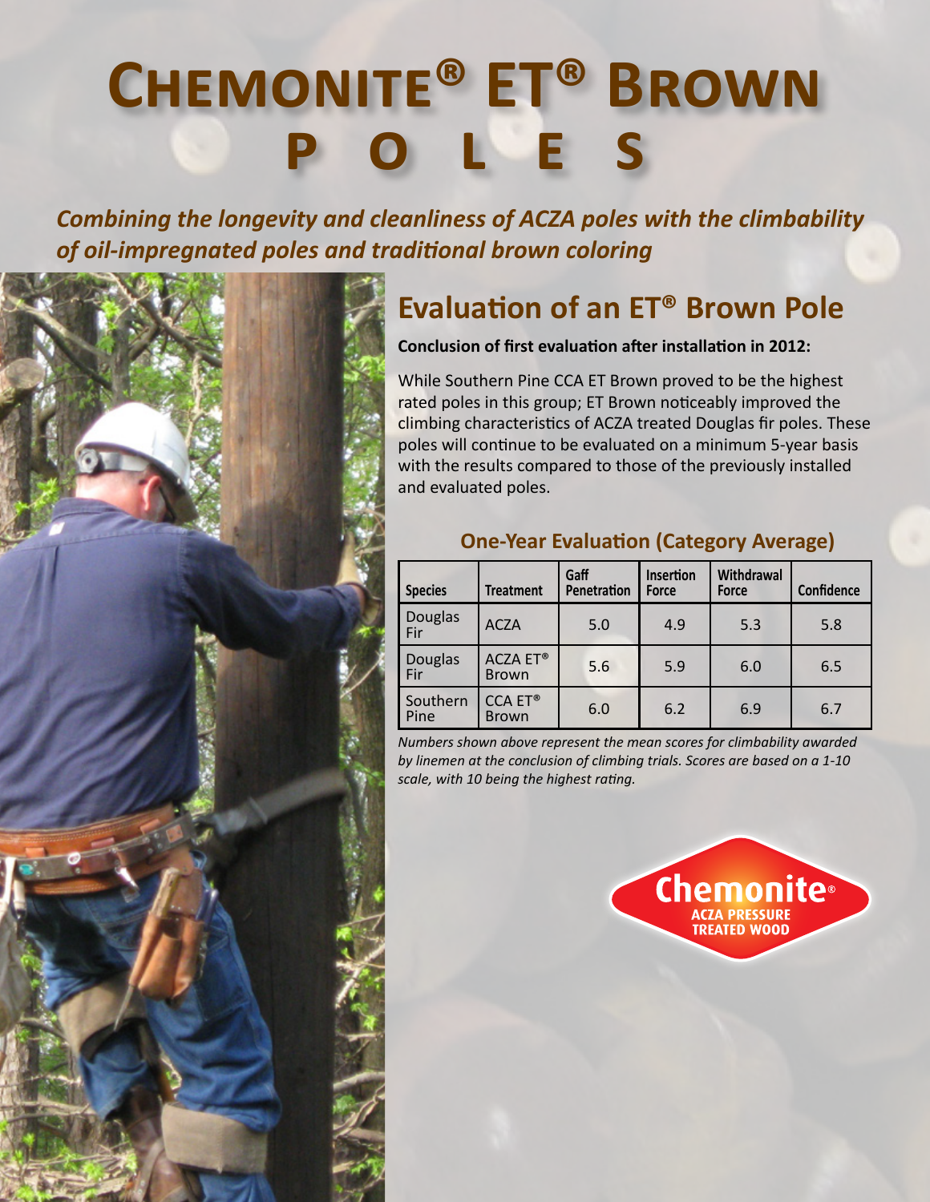# Chemonite® ET® Brown poles

*Combining the longevity and cleanliness of ACZA poles with the climbability of oil-impregnated poles and traditional brown coloring*

## Evaluation of an ET® Brown Pole

**Conclusion of first evaluation after installation in 2012:**

While Southern Pine CCA ET Brown proved to be the highest rated poles in this group; ET Brown noticeably improved the climbing characteristics of ACZA treated Douglas fir poles. These poles will continue to be evaluated on a minimum 5-year basis with the results compared to those of the previously installed and evaluated poles.

### One-Year Evaluation (Category Average)

| Species | Treatment | Gaff Penetration | Insertion Force | Withdrawal Force | Confidence |
|---|---|---|---|---|---|
| Douglas Fir | ACZA | 5.0 | 4.9 | 5.3 | 5.8 |
| Douglas Fir | ACZA ET® Brown | 5.6 | 5.9 | 6.0 | 6.5 |
| Southern Pine | CCA ET® Brown | 6.0 | 6.2 | 6.9 | 6.7 |

*Numbers shown above represent the mean scores for climbability awarded by linemen at the conclusion of climbing trials. Scores are based on a 1-10 scale, with 10 being the highest rating.*

Chemonite® ACZA PRESSURE TREATED WOOD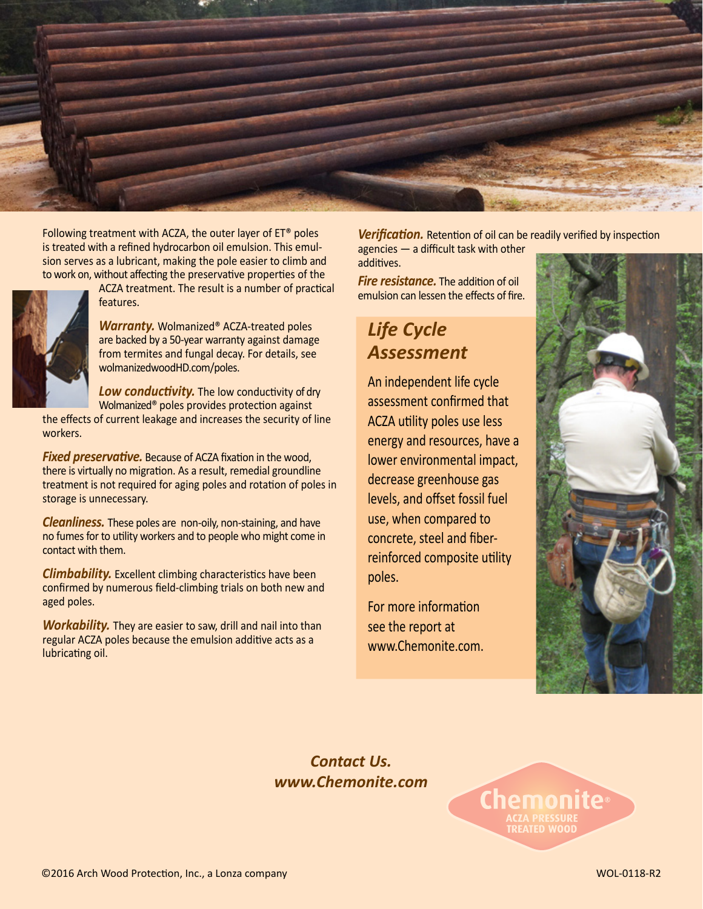Following treatment with ACZA, the outer layer of ET® poles is treated with a refined hydrocarbon oil emulsion. This emulsion serves as a lubricant, making the pole easier to climb and to work on, without affecting the preservative properties of the ACZA treatment. The result is a number of practical features.

***Warranty.*** Wolmanized® ACZA-treated poles are backed by a 50-year warranty against damage from termites and fungal decay. For details, see wolmanizedwoodHD.com/poles.

***Low conductivity.*** The low conductivity of dry Wolmanized® poles provides protection against the effects of current leakage and increases the security of line workers.

***Fixed preservative.*** Because of ACZA fixation in the wood, there is virtually no migration. As a result, remedial groundline treatment is not required for aging poles and rotation of poles in storage is unnecessary.

***Cleanliness.*** These poles are non-oily, non-staining, and have no fumes for to utility workers and to people who might come in contact with them.

***Climbability.*** Excellent climbing characteristics have been confirmed by numerous field-climbing trials on both new and aged poles.

***Workability.*** They are easier to saw, drill and nail into than regular ACZA poles because the emulsion additive acts as a lubricating oil.

***Verification.*** Retention of oil can be readily verified by inspection agencies — a difficult task with other additives.

***Fire resistance.*** The addition of oil emulsion can lessen the effects of fire.

## *Life Cycle Assessment*

An independent life cycle assessment confirmed that ACZA utility poles use less energy and resources, have a lower environmental impact, decrease greenhouse gas levels, and offset fossil fuel use, when compared to concrete, steel and fiber-reinforced composite utility poles.

For more information see the report at www.Chemonite.com.

***Contact Us.***
***www.Chemonite.com***

Chemonite®
ACZA PRESSURE TREATED WOOD

©2016 Arch Wood Protection, Inc., a Lonza company

WOL-0118-R2